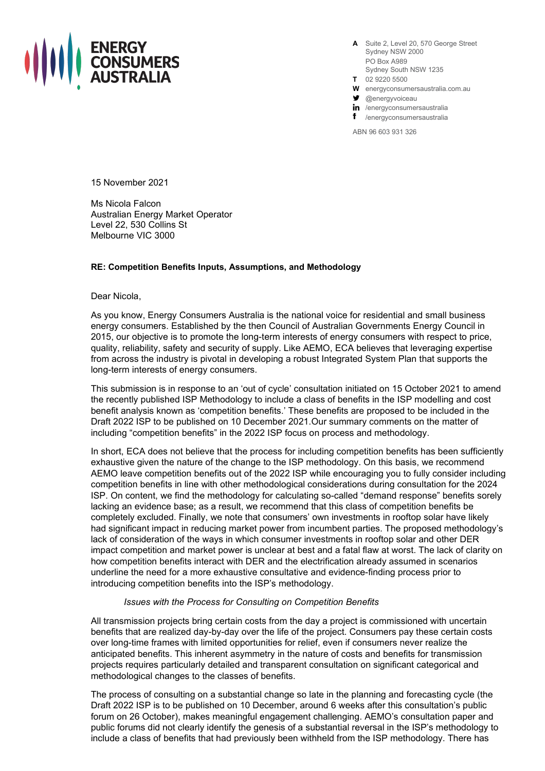**ENERGY CONSUMERS AUSTRALIA**

A Suite 2, Level 20, 570 George Street
Sydney NSW 2000
PO Box A989
Sydney South NSW 1235
T 02 9220 5500
W energyconsumersaustralia.com.au
@energyvoiceau
/energyconsumersaustralia
/energyconsumersaustralia

ABN 96 603 931 326

15 November 2021

Ms Nicola Falcon
Australian Energy Market Operator
Level 22, 530 Collins St
Melbourne VIC 3000

**RE: Competition Benefits Inputs, Assumptions, and Methodology**

Dear Nicola,

As you know, Energy Consumers Australia is the national voice for residential and small business energy consumers. Established by the then Council of Australian Governments Energy Council in 2015, our objective is to promote the long-term interests of energy consumers with respect to price, quality, reliability, safety and security of supply. Like AEMO, ECA believes that leveraging expertise from across the industry is pivotal in developing a robust Integrated System Plan that supports the long-term interests of energy consumers.

This submission is in response to an 'out of cycle' consultation initiated on 15 October 2021 to amend the recently published ISP Methodology to include a class of benefits in the ISP modelling and cost benefit analysis known as 'competition benefits.' These benefits are proposed to be included in the Draft 2022 ISP to be published on 10 December 2021.Our summary comments on the matter of including "competition benefits" in the 2022 ISP focus on process and methodology.

In short, ECA does not believe that the process for including competition benefits has been sufficiently exhaustive given the nature of the change to the ISP methodology. On this basis, we recommend AEMO leave competition benefits out of the 2022 ISP while encouraging you to fully consider including competition benefits in line with other methodological considerations during consultation for the 2024 ISP. On content, we find the methodology for calculating so-called "demand response" benefits sorely lacking an evidence base; as a result, we recommend that this class of competition benefits be completely excluded. Finally, we note that consumers' own investments in rooftop solar have likely had significant impact in reducing market power from incumbent parties. The proposed methodology's lack of consideration of the ways in which consumer investments in rooftop solar and other DER impact competition and market power is unclear at best and a fatal flaw at worst. The lack of clarity on how competition benefits interact with DER and the electrification already assumed in scenarios underline the need for a more exhaustive consultative and evidence-finding process prior to introducing competition benefits into the ISP's methodology.

*Issues with the Process for Consulting on Competition Benefits*

All transmission projects bring certain costs from the day a project is commissioned with uncertain benefits that are realized day-by-day over the life of the project. Consumers pay these certain costs over long-time frames with limited opportunities for relief, even if consumers never realize the anticipated benefits. This inherent asymmetry in the nature of costs and benefits for transmission projects requires particularly detailed and transparent consultation on significant categorical and methodological changes to the classes of benefits.

The process of consulting on a substantial change so late in the planning and forecasting cycle (the Draft 2022 ISP is to be published on 10 December, around 6 weeks after this consultation's public forum on 26 October), makes meaningful engagement challenging. AEMO's consultation paper and public forums did not clearly identify the genesis of a substantial reversal in the ISP's methodology to include a class of benefits that had previously been withheld from the ISP methodology. There has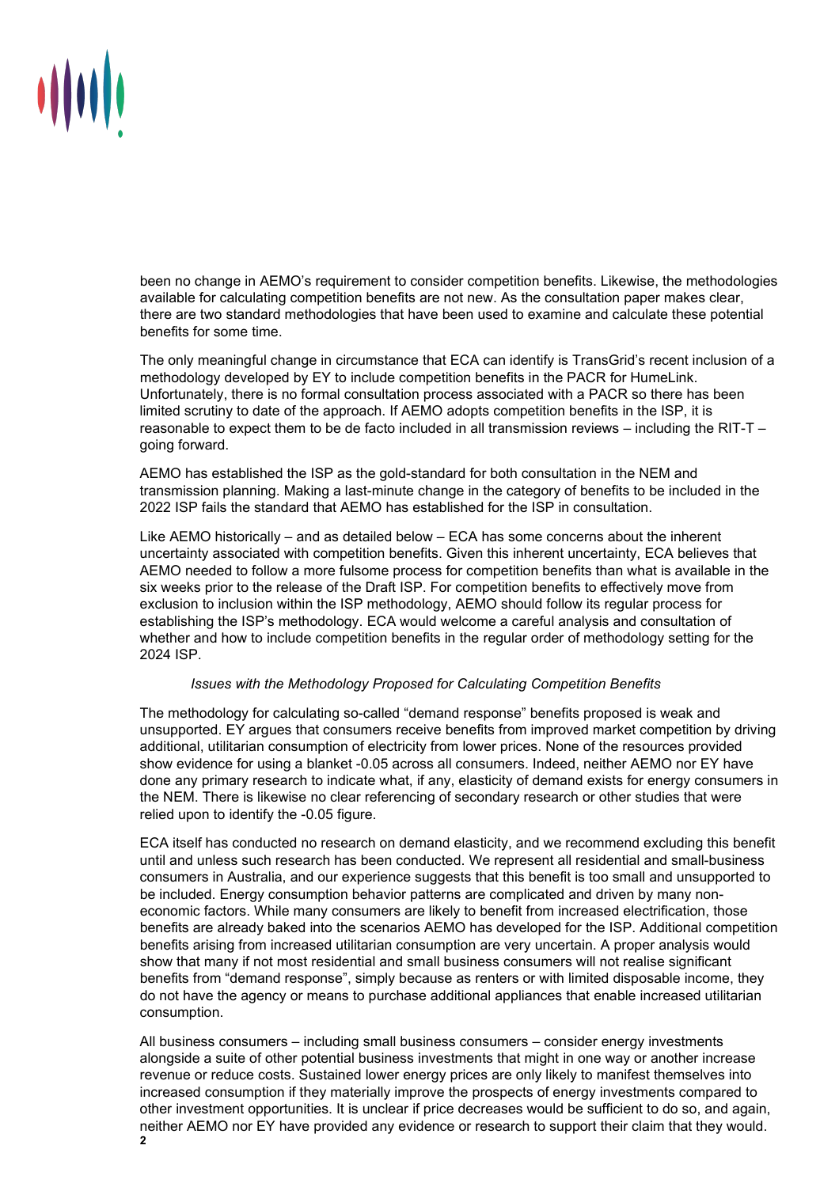been no change in AEMO's requirement to consider competition benefits. Likewise, the methodologies available for calculating competition benefits are not new. As the consultation paper makes clear, there are two standard methodologies that have been used to examine and calculate these potential benefits for some time.

The only meaningful change in circumstance that ECA can identify is TransGrid's recent inclusion of a methodology developed by EY to include competition benefits in the PACR for HumeLink. Unfortunately, there is no formal consultation process associated with a PACR so there has been limited scrutiny to date of the approach. If AEMO adopts competition benefits in the ISP, it is reasonable to expect them to be de facto included in all transmission reviews – including the RIT-T – going forward.

AEMO has established the ISP as the gold-standard for both consultation in the NEM and transmission planning. Making a last-minute change in the category of benefits to be included in the 2022 ISP fails the standard that AEMO has established for the ISP in consultation.

Like AEMO historically – and as detailed below – ECA has some concerns about the inherent uncertainty associated with competition benefits. Given this inherent uncertainty, ECA believes that AEMO needed to follow a more fulsome process for competition benefits than what is available in the six weeks prior to the release of the Draft ISP. For competition benefits to effectively move from exclusion to inclusion within the ISP methodology, AEMO should follow its regular process for establishing the ISP's methodology. ECA would welcome a careful analysis and consultation of whether and how to include competition benefits in the regular order of methodology setting for the 2024 ISP.

*Issues with the Methodology Proposed for Calculating Competition Benefits*

The methodology for calculating so-called "demand response" benefits proposed is weak and unsupported. EY argues that consumers receive benefits from improved market competition by driving additional, utilitarian consumption of electricity from lower prices. None of the resources provided show evidence for using a blanket -0.05 across all consumers. Indeed, neither AEMO nor EY have done any primary research to indicate what, if any, elasticity of demand exists for energy consumers in the NEM. There is likewise no clear referencing of secondary research or other studies that were relied upon to identify the -0.05 figure.

ECA itself has conducted no research on demand elasticity, and we recommend excluding this benefit until and unless such research has been conducted. We represent all residential and small-business consumers in Australia, and our experience suggests that this benefit is too small and unsupported to be included. Energy consumption behavior patterns are complicated and driven by many non-economic factors. While many consumers are likely to benefit from increased electrification, those benefits are already baked into the scenarios AEMO has developed for the ISP. Additional competition benefits arising from increased utilitarian consumption are very uncertain. A proper analysis would show that many if not most residential and small business consumers will not realise significant benefits from "demand response", simply because as renters or with limited disposable income, they do not have the agency or means to purchase additional appliances that enable increased utilitarian consumption.

All business consumers – including small business consumers – consider energy investments alongside a suite of other potential business investments that might in one way or another increase revenue or reduce costs. Sustained lower energy prices are only likely to manifest themselves into increased consumption if they materially improve the prospects of energy investments compared to other investment opportunities. It is unclear if price decreases would be sufficient to do so, and again, neither AEMO nor EY have provided any evidence or research to support their claim that they would.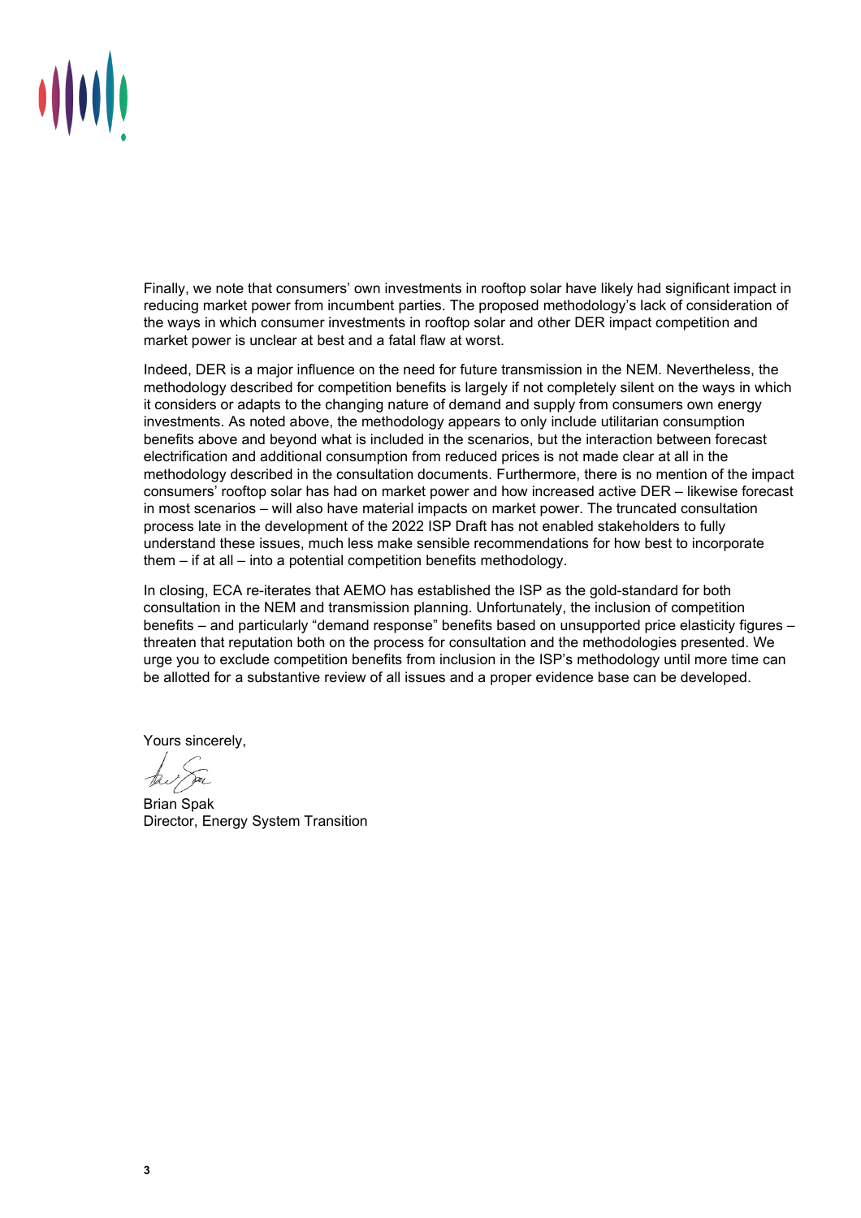Finally, we note that consumers' own investments in rooftop solar have likely had significant impact in reducing market power from incumbent parties. The proposed methodology's lack of consideration of the ways in which consumer investments in rooftop solar and other DER impact competition and market power is unclear at best and a fatal flaw at worst.

Indeed, DER is a major influence on the need for future transmission in the NEM. Nevertheless, the methodology described for competition benefits is largely if not completely silent on the ways in which it considers or adapts to the changing nature of demand and supply from consumers own energy investments. As noted above, the methodology appears to only include utilitarian consumption benefits above and beyond what is included in the scenarios, but the interaction between forecast electrification and additional consumption from reduced prices is not made clear at all in the methodology described in the consultation documents. Furthermore, there is no mention of the impact consumers' rooftop solar has had on market power and how increased active DER – likewise forecast in most scenarios – will also have material impacts on market power. The truncated consultation process late in the development of the 2022 ISP Draft has not enabled stakeholders to fully understand these issues, much less make sensible recommendations for how best to incorporate them – if at all – into a potential competition benefits methodology.

In closing, ECA re-iterates that AEMO has established the ISP as the gold-standard for both consultation in the NEM and transmission planning. Unfortunately, the inclusion of competition benefits – and particularly "demand response" benefits based on unsupported price elasticity figures – threaten that reputation both on the process for consultation and the methodologies presented. We urge you to exclude competition benefits from inclusion in the ISP's methodology until more time can be allotted for a substantive review of all issues and a proper evidence base can be developed.

Yours sincerely,

Brian Spak
Director, Energy System Transition